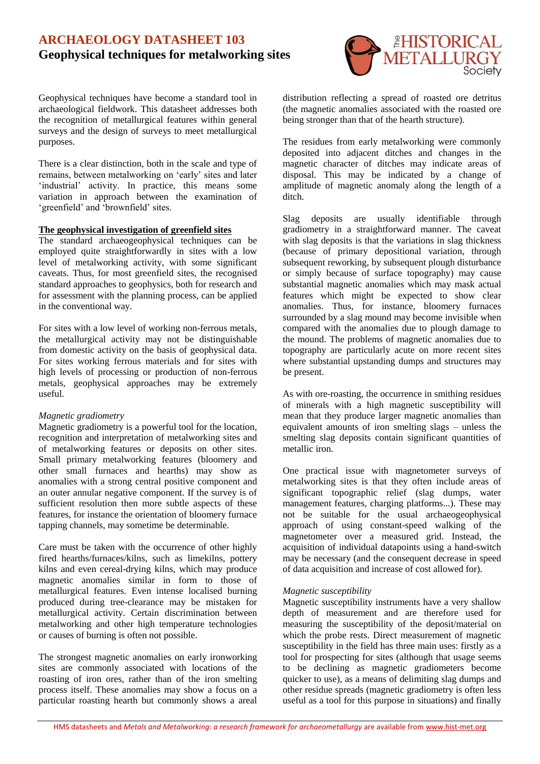# ARCHAEOLOGY DATASHEET 103

## Geophysical techniques for metalworking sites

Geophysical techniques have become a standard tool in archaeological fieldwork. This datasheet addresses both the recognition of metallurgical features within general surveys and the design of surveys to meet metallurgical purposes.

There is a clear distinction, both in the scale and type of remains, between metalworking on 'early' sites and later 'industrial' activity. In practice, this means some variation in approach between the examination of 'greenfield' and 'brownfield' sites.

### The geophysical investigation of greenfield sites

The standard archaeogeophysical techniques can be employed quite straightforwardly in sites with a low level of metalworking activity, with some significant caveats. Thus, for most greenfield sites, the recognised standard approaches to geophysics, both for research and for assessment with the planning process, can be applied in the conventional way.

For sites with a low level of working non-ferrous metals, the metallurgical activity may not be distinguishable from domestic activity on the basis of geophysical data. For sites working ferrous materials and for sites with high levels of processing or production of non-ferrous metals, geophysical approaches may be extremely useful.

*Magnetic gradiometry*

Magnetic gradiometry is a powerful tool for the location, recognition and interpretation of metalworking sites and of metalworking features or deposits on other sites. Small primary metalworking features (bloomery and other small furnaces and hearths) may show as anomalies with a strong central positive component and an outer annular negative component. If the survey is of sufficient resolution then more subtle aspects of these features, for instance the orientation of bloomery furnace tapping channels, may sometime be determinable.

Care must be taken with the occurrence of other highly fired hearths/furnaces/kilns, such as limekilns, pottery kilns and even cereal-drying kilns, which may produce magnetic anomalies similar in form to those of metallurgical features. Even intense localised burning produced during tree-clearance may be mistaken for metallurgical activity. Certain discrimination between metalworking and other high temperature technologies or causes of burning is often not possible.

The strongest magnetic anomalies on early ironworking sites are commonly associated with locations of the roasting of iron ores, rather than of the iron smelting process itself. These anomalies may show a focus on a particular roasting hearth but commonly shows a areal distribution reflecting a spread of roasted ore detritus (the magnetic anomalies associated with the roasted ore being stronger than that of the hearth structure).

The residues from early metalworking were commonly deposited into adjacent ditches and changes in the magnetic character of ditches may indicate areas of disposal. This may be indicated by a change of amplitude of magnetic anomaly along the length of a ditch.

Slag deposits are usually identifiable through gradiometry in a straightforward manner. The caveat with slag deposits is that the variations in slag thickness (because of primary depositional variation, through subsequent reworking, by subsequent plough disturbance or simply because of surface topography) may cause substantial magnetic anomalies which may mask actual features which might be expected to show clear anomalies. Thus, for instance, bloomery furnaces surrounded by a slag mound may become invisible when compared with the anomalies due to plough damage to the mound. The problems of magnetic anomalies due to topography are particularly acute on more recent sites where substantial upstanding dumps and structures may be present.

As with ore-roasting, the occurrence in smithing residues of minerals with a high magnetic susceptibility will mean that they produce larger magnetic anomalies than equivalent amounts of iron smelting slags – unless the smelting slag deposits contain significant quantities of metallic iron.

One practical issue with magnetometer surveys of metalworking sites is that they often include areas of significant topographic relief (slag dumps, water management features, charging platforms...). These may not be suitable for the usual archaeogeophysical approach of using constant-speed walking of the magnetometer over a measured grid. Instead, the acquisition of individual datapoints using a hand-switch may be necessary (and the consequent decrease in speed of data acquisition and increase of cost allowed for).

*Magnetic susceptibility*

Magnetic susceptibility instruments have a very shallow depth of measurement and are therefore used for measuring the susceptibility of the deposit/material on which the probe rests. Direct measurement of magnetic susceptibility in the field has three main uses: firstly as a tool for prospecting for sites (although that usage seems to be declining as magnetic gradiometers become quicker to use), as a means of delimiting slag dumps and other residue spreads (magnetic gradiometry is often less useful as a tool for this purpose in situations) and finally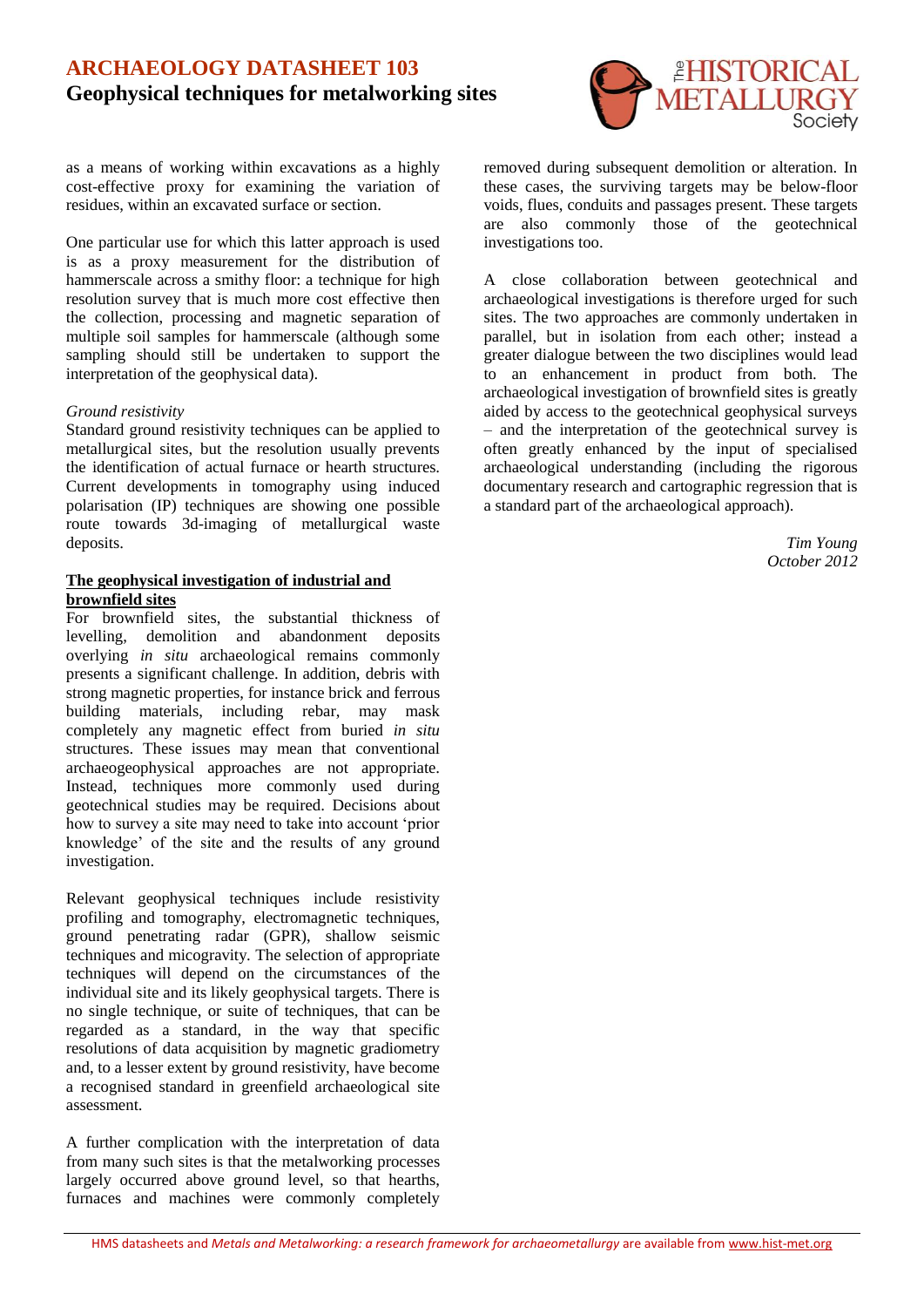as a means of working within excavations as a highly cost-effective proxy for examining the variation of residues, within an excavated surface or section.

One particular use for which this latter approach is used is as a proxy measurement for the distribution of hammerscale across a smithy floor: a technique for high resolution survey that is much more cost effective then the collection, processing and magnetic separation of multiple soil samples for hammerscale (although some sampling should still be undertaken to support the interpretation of the geophysical data).

*Ground resistivity*
Standard ground resistivity techniques can be applied to metallurgical sites, but the resolution usually prevents the identification of actual furnace or hearth structures. Current developments in tomography using induced polarisation (IP) techniques are showing one possible route towards 3d-imaging of metallurgical waste deposits.

**The geophysical investigation of industrial and brownfield sites**
For brownfield sites, the substantial thickness of levelling, demolition and abandonment deposits overlying *in situ* archaeological remains commonly presents a significant challenge. In addition, debris with strong magnetic properties, for instance brick and ferrous building materials, including rebar, may mask completely any magnetic effect from buried *in situ* structures. These issues may mean that conventional archaeogeophysical approaches are not appropriate. Instead, techniques more commonly used during geotechnical studies may be required. Decisions about how to survey a site may need to take into account 'prior knowledge' of the site and the results of any ground investigation.

Relevant geophysical techniques include resistivity profiling and tomography, electromagnetic techniques, ground penetrating radar (GPR), shallow seismic techniques and micogravity. The selection of appropriate techniques will depend on the circumstances of the individual site and its likely geophysical targets. There is no single technique, or suite of techniques, that can be regarded as a standard, in the way that specific resolutions of data acquisition by magnetic gradiometry and, to a lesser extent by ground resistivity, have become a recognised standard in greenfield archaeological site assessment.

A further complication with the interpretation of data from many such sites is that the metalworking processes largely occurred above ground level, so that hearths, furnaces and machines were commonly completely removed during subsequent demolition or alteration. In these cases, the surviving targets may be below-floor voids, flues, conduits and passages present. These targets are also commonly those of the geotechnical investigations too.

A close collaboration between geotechnical and archaeological investigations is therefore urged for such sites. The two approaches are commonly undertaken in parallel, but in isolation from each other; instead a greater dialogue between the two disciplines would lead to an enhancement in product from both. The archaeological investigation of brownfield sites is greatly aided by access to the geotechnical geophysical surveys – and the interpretation of the geotechnical survey is often greatly enhanced by the input of specialised archaeological understanding (including the rigorous documentary research and cartographic regression that is a standard part of the archaeological approach).

*Tim Young*
*October 2012*